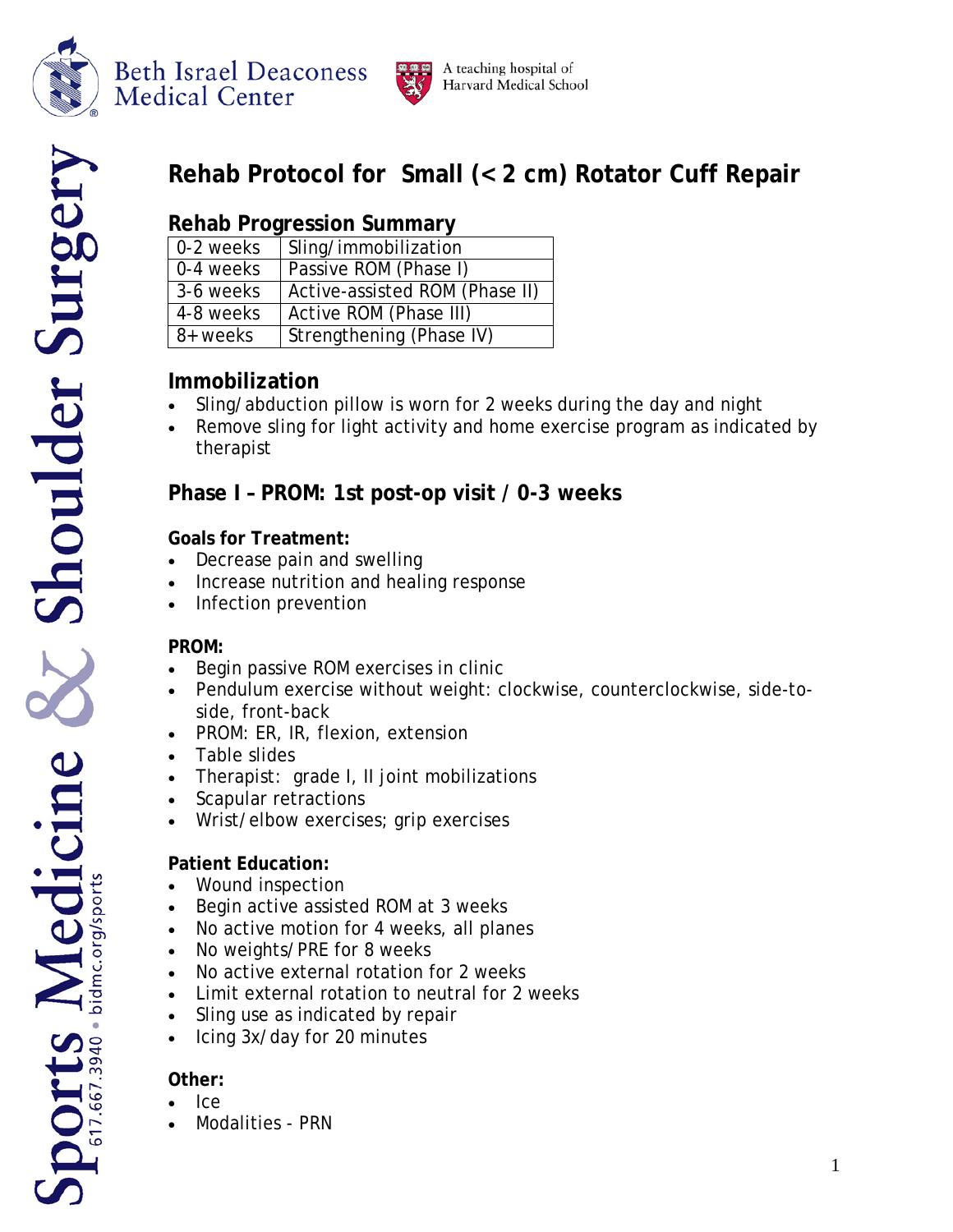# Rehab Protocol for Small (< 2 cm) Rotator Cuff Repair

## Rehab Progression Summary

| | |
|---|---|
| 0-2 weeks | Sling/immobilization |
| 0-4 weeks | Passive ROM (Phase I) |
| 3-6 weeks | Active-assisted ROM (Phase II) |
| 4-8 weeks | Active ROM (Phase III) |
| 8+ weeks | Strengthening (Phase IV) |

## Immobilization

- Sling/abduction pillow is worn for 2 weeks during the day and night
- Remove sling for light activity and home exercise program as indicated by therapist

## Phase I – PROM: 1st post-op visit / 0-3 weeks

**Goals for Treatment:**

- Decrease pain and swelling
- Increase nutrition and healing response
- Infection prevention

**PROM:**

- Begin passive ROM exercises in clinic
- Pendulum exercise without weight: clockwise, counterclockwise, side-to-side, front-back
- PROM: ER, IR, flexion, extension
- Table slides
- Therapist: grade I, II joint mobilizations
- Scapular retractions
- Wrist/elbow exercises; grip exercises

**Patient Education:**

- Wound inspection
- Begin active assisted ROM at 3 weeks
- No active motion for 4 weeks, all planes
- No weights/PRE for 8 weeks
- No active external rotation for 2 weeks
- Limit external rotation to neutral for 2 weeks
- Sling use as indicated by repair
- Icing 3x/day for 20 minutes

**Other:**

- Ice
- Modalities - PRN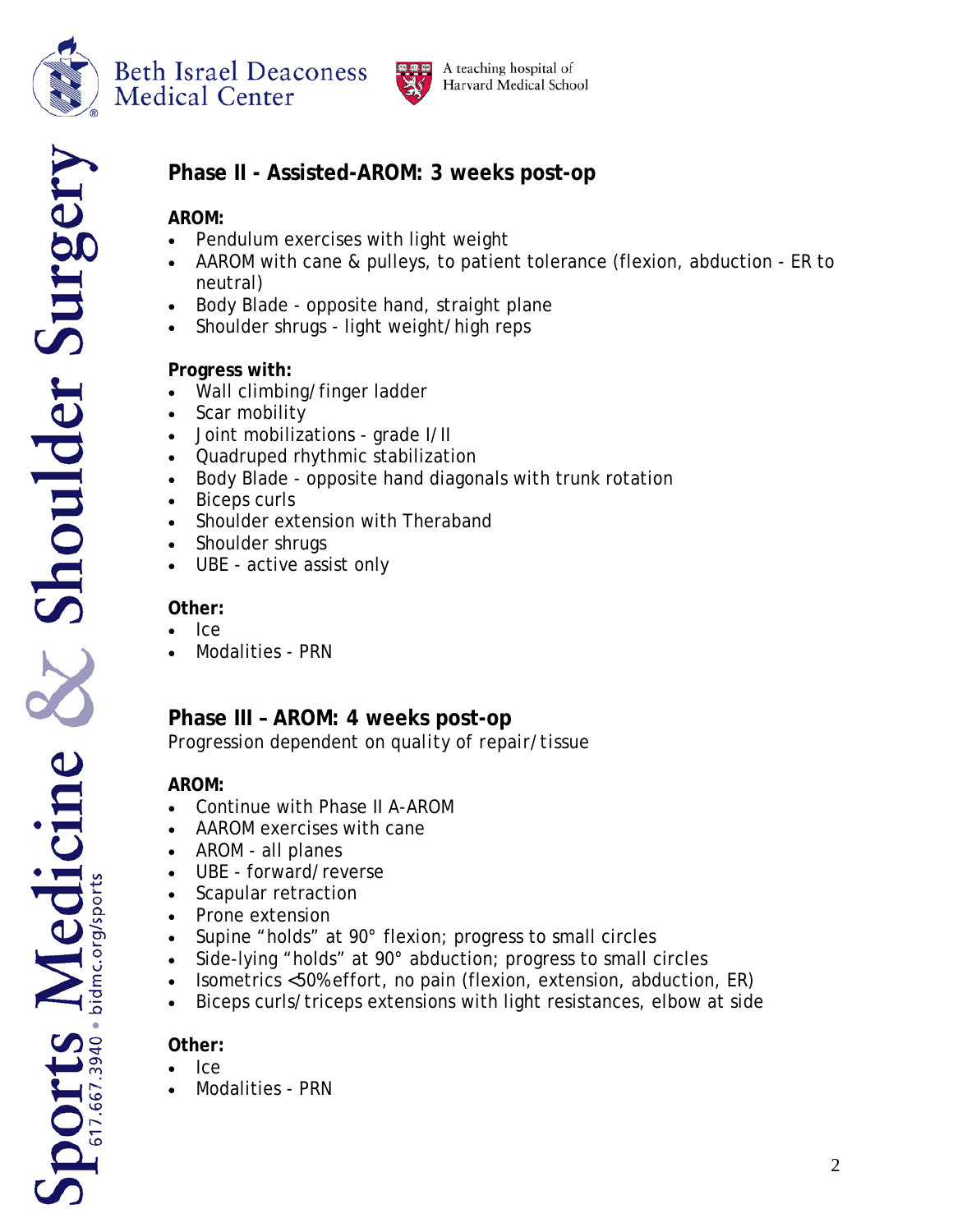## Phase II - Assisted-AROM: 3 weeks post-op

**AROM:**

- Pendulum exercises with light weight
- AAROM with cane & pulleys, to patient tolerance (flexion, abduction - ER to neutral)
- Body Blade - opposite hand, straight plane
- Shoulder shrugs - light weight/high reps

**Progress with:**

- Wall climbing/finger ladder
- Scar mobility
- Joint mobilizations - grade I/II
- Quadruped rhythmic stabilization
- Body Blade - opposite hand diagonals with trunk rotation
- Biceps curls
- Shoulder extension with Theraband
- Shoulder shrugs
- UBE - active assist only

**Other:**

- Ice
- Modalities - PRN

## Phase III – AROM: 4 weeks post-op

Progression dependent on quality of repair/tissue

**AROM:**

- Continue with Phase II A-AROM
- AAROM exercises with cane
- AROM - all planes
- UBE - forward/reverse
- Scapular retraction
- Prone extension
- Supine "holds" at 90° flexion; progress to small circles
- Side-lying "holds" at 90° abduction; progress to small circles
- Isometrics <50% effort, no pain (flexion, extension, abduction, ER)
- Biceps curls/triceps extensions with light resistances, elbow at side

**Other:**

- Ice
- Modalities - PRN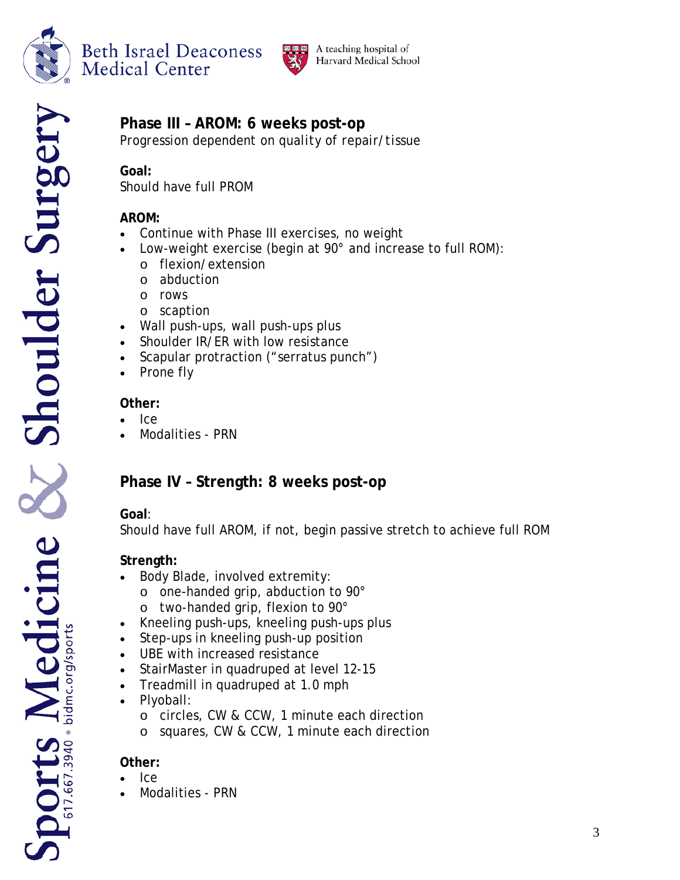## Phase III – AROM: 6 weeks post-op

Progression dependent on quality of repair/tissue

**Goal:**
Should have full PROM

**AROM:**
- Continue with Phase III exercises, no weight
- Low-weight exercise (begin at 90° and increase to full ROM):
  - flexion/extension
  - abduction
  - rows
  - scaption
- Wall push-ups, wall push-ups plus
- Shoulder IR/ER with low resistance
- Scapular protraction ("serratus punch")
- Prone fly

**Other:**
- Ice
- Modalities - PRN

## Phase IV – Strength: 8 weeks post-op

**Goal**:
Should have full AROM, if not, begin passive stretch to achieve full ROM

**Strength:**
- Body Blade, involved extremity:
  - one-handed grip, abduction to 90°
  - two-handed grip, flexion to 90°
- Kneeling push-ups, kneeling push-ups plus
- Step-ups in kneeling push-up position
- UBE with increased resistance
- StairMaster in quadruped at level 12-15
- Treadmill in quadruped at 1.0 mph
- Plyoball:
  - circles, CW & CCW, 1 minute each direction
  - squares, CW & CCW, 1 minute each direction

**Other:**
- Ice
- Modalities - PRN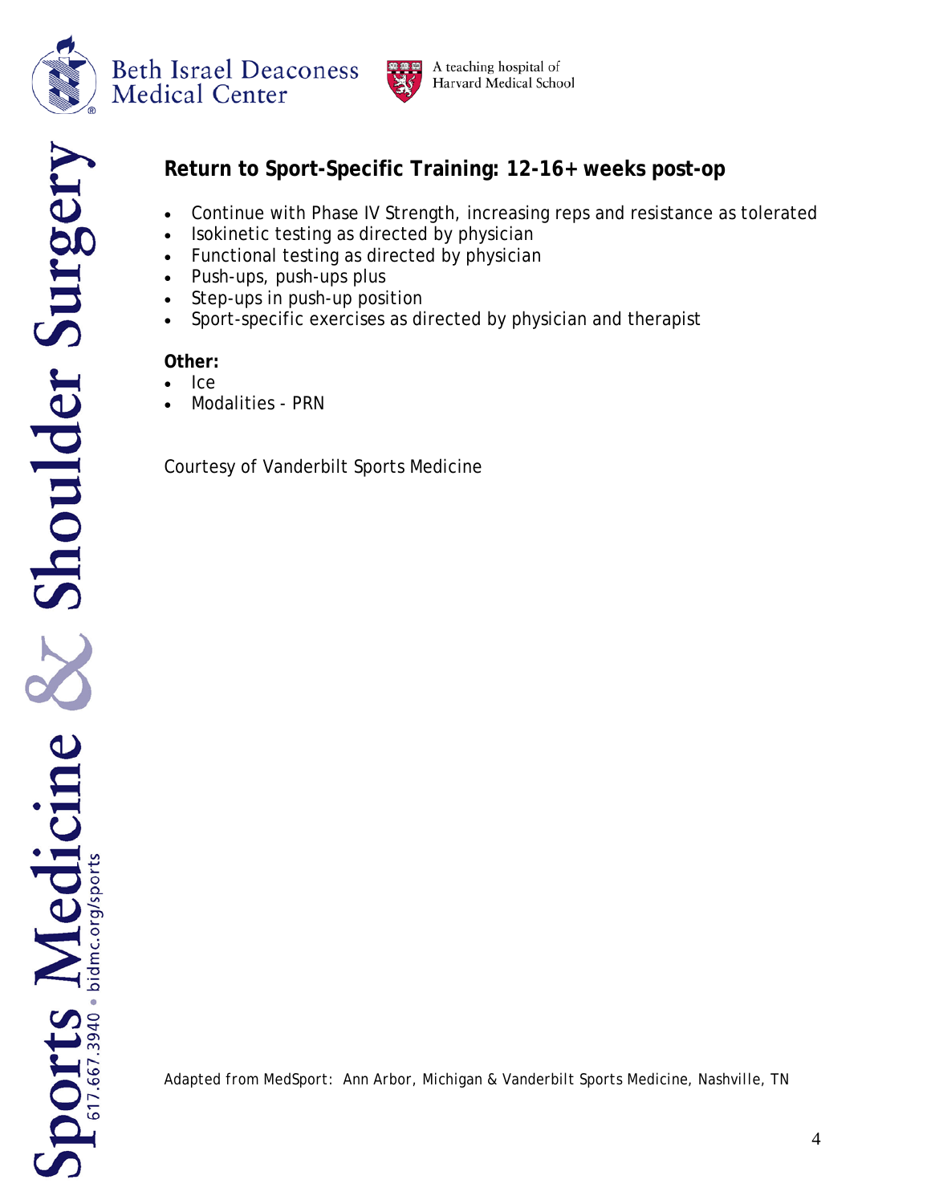**Return to Sport-Specific Training: 12-16+ weeks post-op**

- Continue with Phase IV Strength, increasing reps and resistance as tolerated
- Isokinetic testing as directed by physician
- Functional testing as directed by physician
- Push-ups, push-ups plus
- Step-ups in push-up position
- Sport-specific exercises as directed by physician and therapist

**Other:**

- Ice
- Modalities - PRN

Courtesy of Vanderbilt Sports Medicine

Adapted from MedSport: Ann Arbor, Michigan & Vanderbilt Sports Medicine, Nashville, TN